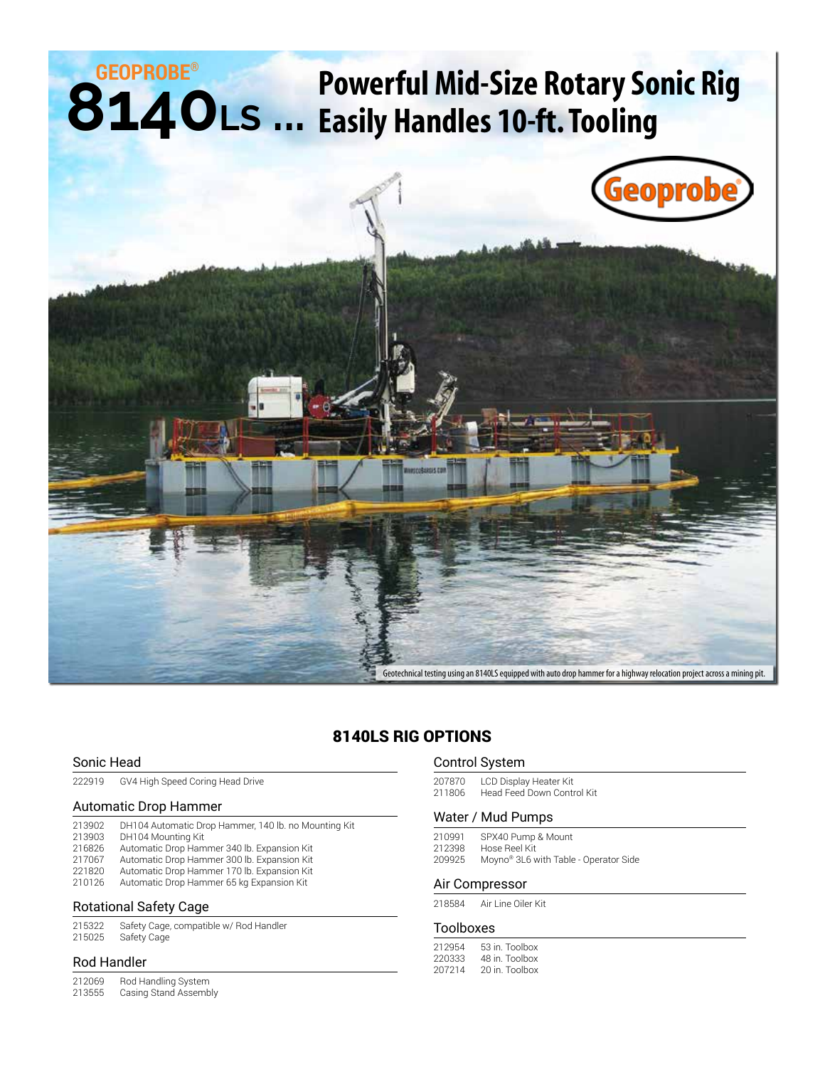# GEOPROBE® 8140LS ... Powerful Mid-Size Rotary Sonic Rig Easily Handles 10-ft. Tooling

Geotechnical testing using an 8140LS equipped with auto drop hammer for a highway relocation project across a mining pit.

## 8140LS RIG OPTIONS

### Sonic Head

| | |
|---|---|
| 222919 | GV4 High Speed Coring Head Drive |

### Automatic Drop Hammer

| | |
|---|---|
| 213902 | DH104 Automatic Drop Hammer, 140 lb. no Mounting Kit |
| 213903 | DH104 Mounting Kit |
| 216826 | Automatic Drop Hammer 340 lb. Expansion Kit |
| 217067 | Automatic Drop Hammer 300 lb. Expansion Kit |
| 221820 | Automatic Drop Hammer 170 lb. Expansion Kit |
| 210126 | Automatic Drop Hammer 65 kg Expansion Kit |

### Rotational Safety Cage

| | |
|---|---|
| 215322 | Safety Cage, compatible w/ Rod Handler |
| 215025 | Safety Cage |

### Rod Handler

| | |
|---|---|
| 212069 | Rod Handling System |
| 213555 | Casing Stand Assembly |

### Control System

| | |
|---|---|
| 207870 | LCD Display Heater Kit |
| 211806 | Head Feed Down Control Kit |

### Water / Mud Pumps

| | |
|---|---|
| 210991 | SPX40 Pump & Mount |
| 212398 | Hose Reel Kit |
| 209925 | Moyno® 3L6 with Table - Operator Side |

### Air Compressor

| | |
|---|---|
| 218584 | Air Line Oiler Kit |

### Toolboxes

| | |
|---|---|
| 212954 | 53 in. Toolbox |
| 220333 | 48 in. Toolbox |
| 207214 | 20 in. Toolbox |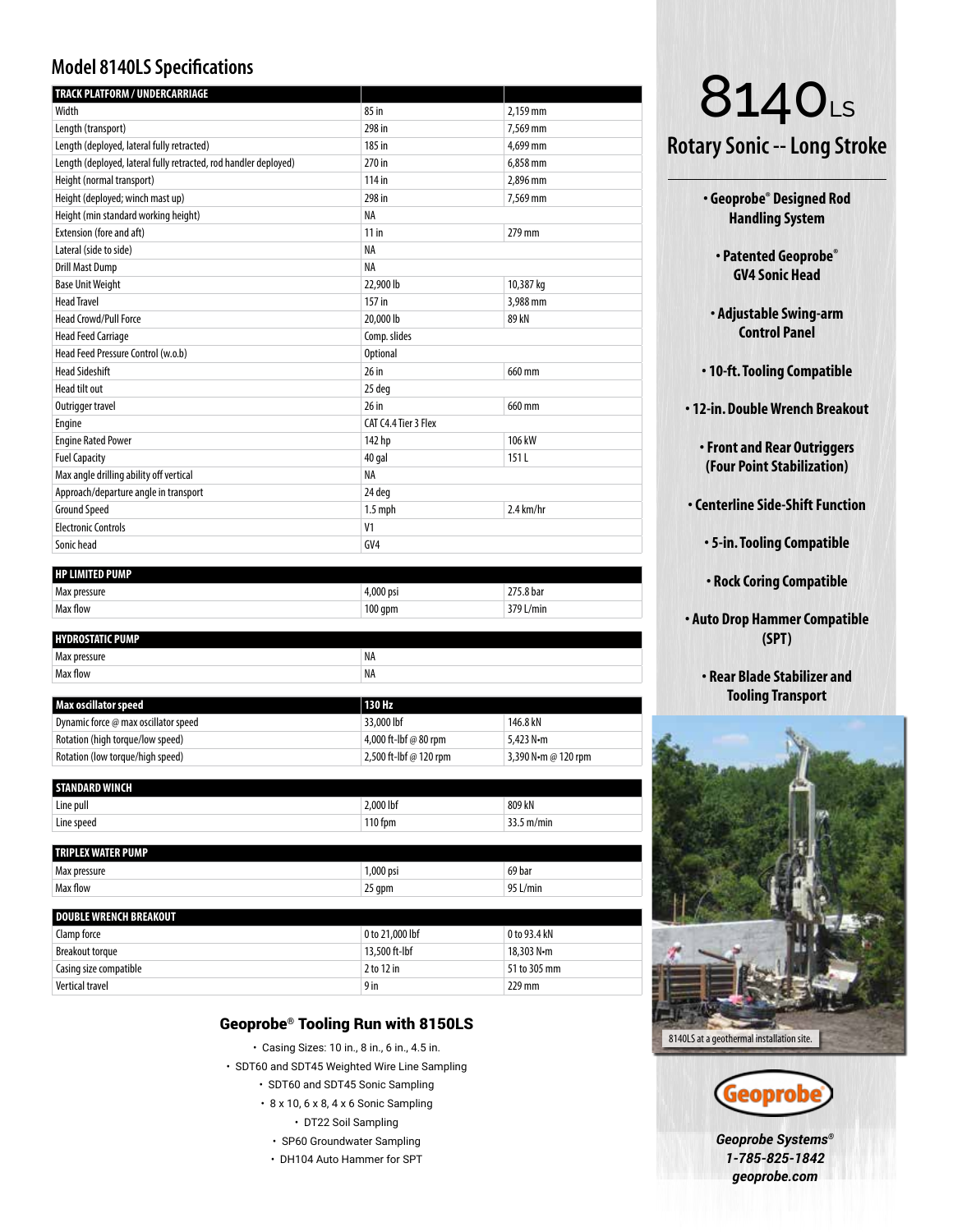## Model 8140LS Specifications

| TRACK PLATFORM / UNDERCARRIAGE | | |
|---|---|---|
| Width | 85 in | 2,159 mm |
| Length (transport) | 298 in | 7,569 mm |
| Length (deployed, lateral fully retracted) | 185 in | 4,699 mm |
| Length (deployed, lateral fully retracted, rod handler deployed) | 270 in | 6,858 mm |
| Height (normal transport) | 114 in | 2,896 mm |
| Height (deployed; winch mast up) | 298 in | 7,569 mm |
| Height (min standard working height) | NA | |
| Extension (fore and aft) | 11 in | 279 mm |
| Lateral (side to side) | NA | |
| Drill Mast Dump | NA | |
| Base Unit Weight | 22,900 lb | 10,387 kg |
| Head Travel | 157 in | 3,988 mm |
| Head Crowd/Pull Force | 20,000 lb | 89 kN |
| Head Feed Carriage | Comp. slides | |
| Head Feed Pressure Control (w.o.b) | Optional | |
| Head Sideshift | 26 in | 660 mm |
| Head tilt out | 25 deg | |
| Outrigger travel | 26 in | 660 mm |
| Engine | CAT C4.4 Tier 3 Flex | |
| Engine Rated Power | 142 hp | 106 kW |
| Fuel Capacity | 40 gal | 151 L |
| Max angle drilling ability off vertical | NA | |
| Approach/departure angle in transport | 24 deg | |
| Ground Speed | 1.5 mph | 2.4 km/hr |
| Electronic Controls | V1 | |
| Sonic head | GV4 | |

| HP LIMITED PUMP | | |
|---|---|---|
| Max pressure | 4,000 psi | 275.8 bar |
| Max flow | 100 gpm | 379 L/min |

| HYDROSTATIC PUMP | |
|---|---|
| Max pressure | NA |
| Max flow | NA |

| Max oscillator speed | 130 Hz | |
|---|---|---|
| Dynamic force @ max oscillator speed | 33,000 lbf | 146.8 kN |
| Rotation (high torque/low speed) | 4,000 ft-lbf @ 80 rpm | 5,423 N•m |
| Rotation (low torque/high speed) | 2,500 ft-lbf @ 120 rpm | 3,390 N•m @ 120 rpm |

| STANDARD WINCH | | |
|---|---|---|
| Line pull | 2,000 lbf | 809 kN |
| Line speed | 110 fpm | 33.5 m/min |

| TRIPLEX WATER PUMP | | |
|---|---|---|
| Max pressure | 1,000 psi | 69 bar |
| Max flow | 25 gpm | 95 L/min |

| DOUBLE WRENCH BREAKOUT | | |
|---|---|---|
| Clamp force | 0 to 21,000 lbf | 0 to 93.4 kN |
| Breakout torque | 13,500 ft-lbf | 18,303 N•m |
| Casing size compatible | 2 to 12 in | 51 to 305 mm |
| Vertical travel | 9 in | 229 mm |

### Geoprobe® Tooling Run with 8150LS

- Casing Sizes: 10 in., 8 in., 6 in., 4.5 in.
- SDT60 and SDT45 Weighted Wire Line Sampling
- SDT60 and SDT45 Sonic Sampling
- 8 x 10, 6 x 8, 4 x 6 Sonic Sampling
- DT22 Soil Sampling
- SP60 Groundwater Sampling
- DH104 Auto Hammer for SPT

# 8140LS

## Rotary Sonic -- Long Stroke

- **Geoprobe® Designed Rod Handling System**
- **Patented Geoprobe® GV4 Sonic Head**
- **Adjustable Swing-arm Control Panel**
- **10-ft. Tooling Compatible**
- **12-in. Double Wrench Breakout**
- **Front and Rear Outriggers (Four Point Stabilization)**
- **Centerline Side-Shift Function**
- **5-in. Tooling Compatible**
- **Rock Coring Compatible**
- **Auto Drop Hammer Compatible (SPT)**
- **Rear Blade Stabilizer and Tooling Transport**

8140LS at a geothermal installation site.

Geoprobe

*Geoprobe Systems®*
*1-785-825-1842*
*geoprobe.com*